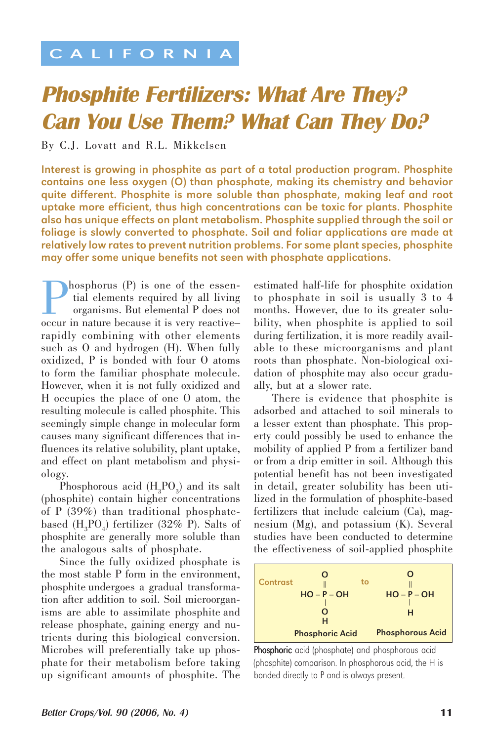CALIFORNIA

# Phosphite Fertilizers: What Are They? Can You Use Them? What Can They Do?

By C.J. Lovatt and R.L. Mikkelsen

**Interest is growing in phosphite as part of a total production program. Phosphite contains one less oxygen (O) than phosphate, making its chemistry and behavior quite different. Phosphite is more soluble than phosphate, making leaf and root uptake more efficient, thus high concentrations can be toxic for plants. Phosphite also has unique effects on plant metabolism. Phosphite supplied through the soil or foliage is slowly converted to phosphate. Soil and foliar applications are made at relatively low rates to prevent nutrition problems. For some plant species, phosphite may offer some unique benefits not seen with phosphate applications.**

Phosphorus (P) is one of the essential elements required by all living organisms. But elemental P does not occur in nature because it is very reactive–rapidly combining with other elements such as O and hydrogen (H). When fully oxidized, P is bonded with four O atoms to form the familiar phosphate molecule. However, when it is not fully oxidized and H occupies the place of one O atom, the resulting molecule is called phosphite. This seemingly simple change in molecular form causes many significant differences that influences its relative solubility, plant uptake, and effect on plant metabolism and physiology.

Phosphorous acid ($H_3PO_3$) and its salt (phosphite) contain higher concentrations of P (39%) than traditional phosphate-based ($H_3PO_4$) fertilizer (32% P). Salts of phosphite are generally more soluble than the analogous salts of phosphate.

Since the fully oxidized phosphate is the most stable P form in the environment, phosphite undergoes a gradual transformation after addition to soil. Soil microorganisms are able to assimilate phosphite and release phosphate, gaining energy and nutrients during this biological conversion. Microbes will preferentially take up phosphate for their metabolism before taking up significant amounts of phosphite. The estimated half-life for phosphite oxidation to phosphate in soil is usually 3 to 4 months. However, due to its greater solubility, when phosphite is applied to soil during fertilization, it is more readily available to these microorganisms and plant roots than phosphate. Non-biological oxidation of phosphite may also occur gradually, but at a slower rate.

There is evidence that phosphite is adsorbed and attached to soil minerals to a lesser extent than phosphate. This property could possibly be used to enhance the mobility of applied P from a fertilizer band or from a drip emitter in soil. Although this potential benefit has not been investigated in detail, greater solubility has been utilized in the formulation of phosphite-based fertilizers that include calcium (Ca), magnesium (Mg), and potassium (K). Several studies have been conducted to determine the effectiveness of soil-applied phosphite

```
Contrast        O              to          O
                ||                         ||
             HO – P – OH                HO – P – OH
                |                          |
                O                          H
                H
          Phosphoric Acid            Phosphorous Acid
```

**Phosphoric** acid (phosphate) and phosphorous acid (phosphite) comparison. In phosphorous acid, the H is bonded directly to P and is always present.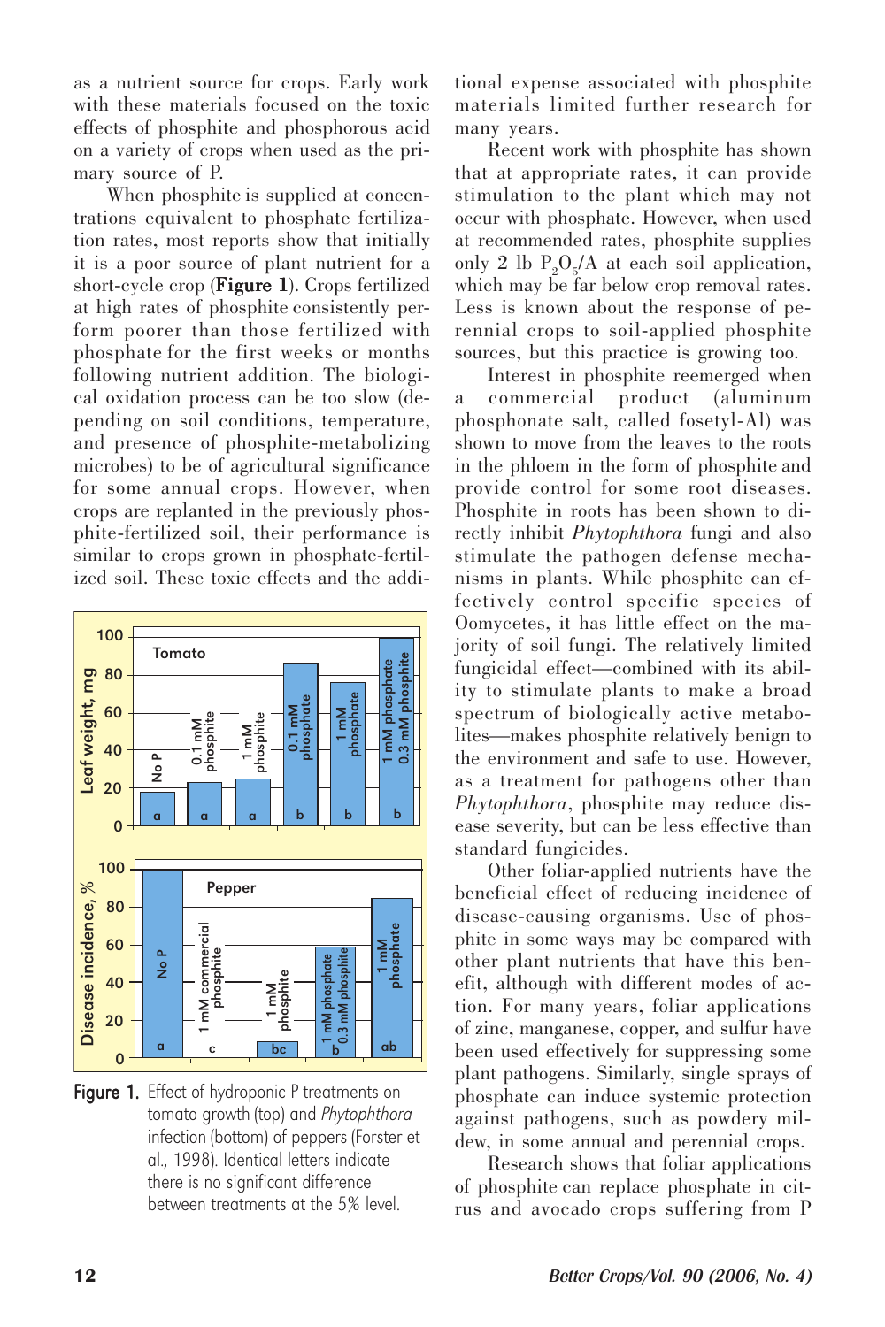as a nutrient source for crops. Early work with these materials focused on the toxic effects of phosphite and phosphorous acid on a variety of crops when used as the primary source of P.

When phosphite is supplied at concentrations equivalent to phosphate fertilization rates, most reports show that initially it is a poor source of plant nutrient for a short-cycle crop (**Figure 1**). Crops fertilized at high rates of phosphite consistently perform poorer than those fertilized with phosphate for the first weeks or months following nutrient addition. The biological oxidation process can be too slow (depending on soil conditions, temperature, and presence of phosphite-metabolizing microbes) to be of agricultural significance for some annual crops. However, when crops are replanted in the previously phosphite-fertilized soil, their performance is similar to crops grown in phosphate-fertilized soil. These toxic effects and the additional expense associated with phosphite materials limited further research for many years.

Figure 1. Effect of hydroponic P treatments on tomato growth (top) and *Phytophthora* infection (bottom) of peppers (Forster et al., 1998). Identical letters indicate there is no significant difference between treatments at the 5% level.

Recent work with phosphite has shown that at appropriate rates, it can provide stimulation to the plant which may not occur with phosphate. However, when used at recommended rates, phosphite supplies only 2 lb $P_2O_5$/A at each soil application, which may be far below crop removal rates. Less is known about the response of perennial crops to soil-applied phosphite sources, but this practice is growing too.

Interest in phosphite reemerged when a commercial product (aluminum phosphonate salt, called fosetyl-Al) was shown to move from the leaves to the roots in the phloem in the form of phosphite and provide control for some root diseases. Phosphite in roots has been shown to directly inhibit *Phytophthora* fungi and also stimulate the pathogen defense mechanisms in plants. While phosphite can effectively control specific species of Oomycetes, it has little effect on the majority of soil fungi. The relatively limited fungicidal effect—combined with its ability to stimulate plants to make a broad spectrum of biologically active metabolites—makes phosphite relatively benign to the environment and safe to use. However, as a treatment for pathogens other than *Phytophthora*, phosphite may reduce disease severity, but can be less effective than standard fungicides.

Other foliar-applied nutrients have the beneficial effect of reducing incidence of disease-causing organisms. Use of phosphite in some ways may be compared with other plant nutrients that have this benefit, although with different modes of action. For many years, foliar applications of zinc, manganese, copper, and sulfur have been used effectively for suppressing some plant pathogens. Similarly, single sprays of phosphate can induce systemic protection against pathogens, such as powdery mildew, in some annual and perennial crops.

Research shows that foliar applications of phosphite can replace phosphate in citrus and avocado crops suffering from P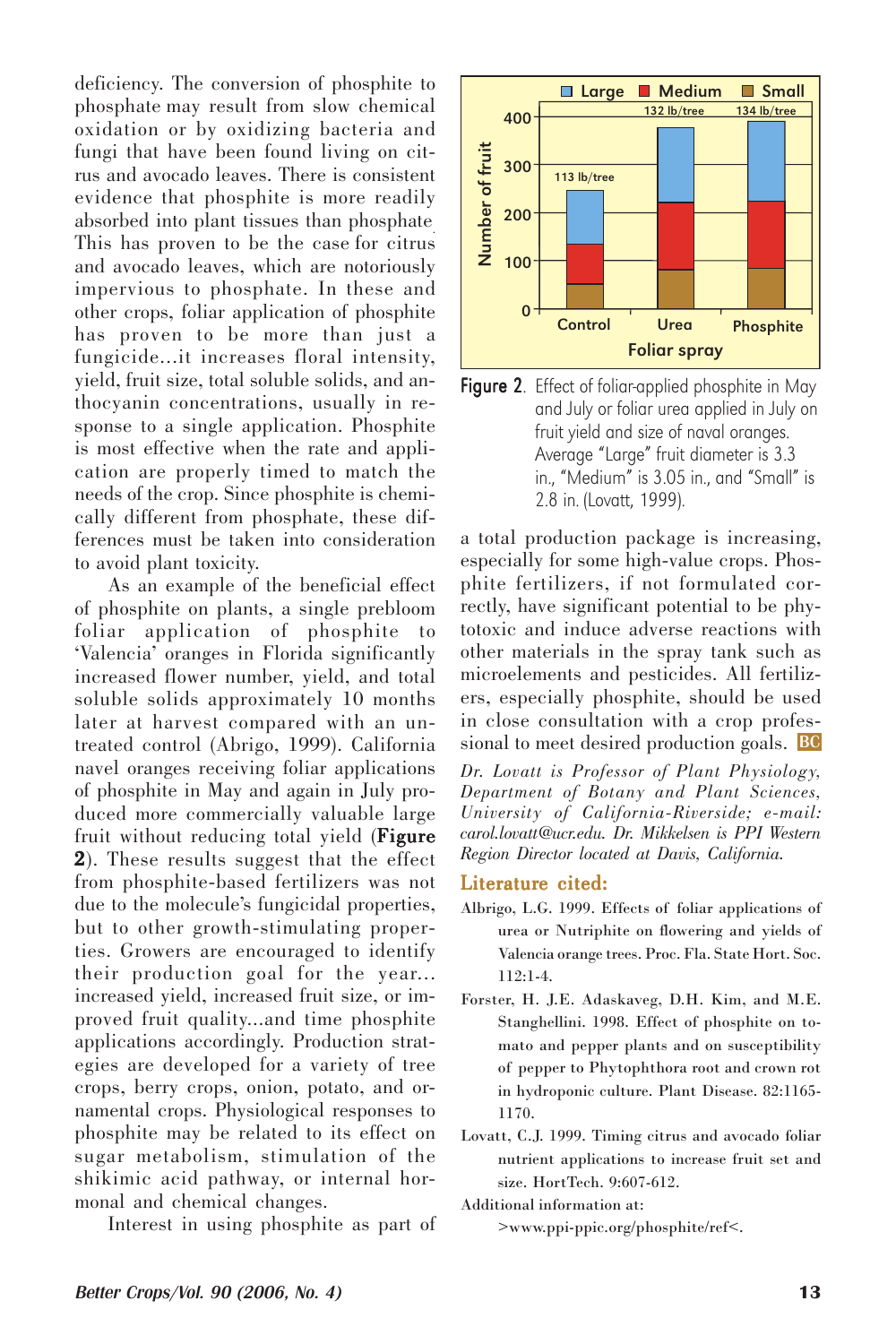deficiency. The conversion of phosphite to phosphate may result from slow chemical oxidation or by oxidizing bacteria and fungi that have been found living on citrus and avocado leaves. There is consistent evidence that phosphite is more readily absorbed into plant tissues than phosphate. This has proven to be the case for citrus and avocado leaves, which are notoriously impervious to phosphate. In these and other crops, foliar application of phosphite has proven to be more than just a fungicide...it increases floral intensity, yield, fruit size, total soluble solids, and anthocyanin concentrations, usually in response to a single application. Phosphite is most effective when the rate and application are properly timed to match the needs of the crop. Since phosphite is chemically different from phosphate, these differences must be taken into consideration to avoid plant toxicity.

As an example of the beneficial effect of phosphite on plants, a single prebloom foliar application of phosphite to 'Valencia' oranges in Florida significantly increased flower number, yield, and total soluble solids approximately 10 months later at harvest compared with an untreated control (Abrigo, 1999). California navel oranges receiving foliar applications of phosphite in May and again in July produced more commercially valuable large fruit without reducing total yield (**Figure 2**). These results suggest that the effect from phosphite-based fertilizers was not due to the molecule's fungicidal properties, but to other growth-stimulating properties. Growers are encouraged to identify their production goal for the year... increased yield, increased fruit size, or improved fruit quality...and time phosphite applications accordingly. Production strategies are developed for a variety of tree crops, berry crops, onion, potato, and ornamental crops. Physiological responses to phosphite may be related to its effect on sugar metabolism, stimulation of the shikimic acid pathway, or internal hormonal and chemical changes.

Interest in using phosphite as part of a total production package is increasing, especially for some high-value crops. Phosphite fertilizers, if not formulated correctly, have significant potential to be phytotoxic and induce adverse reactions with other materials in the spray tank such as microelements and pesticides. All fertilizers, especially phosphite, should be used in close consultation with a crop professional to meet desired production goals. BC

Large Medium Small

Number of fruit

400
300
200
100
0

113 lb/tree
132 lb/tree
134 lb/tree

Control Urea Phosphite

Foliar spray

**Figure 2.** Effect of foliar-applied phosphite in May and July or foliar urea applied in July on fruit yield and size of naval oranges. Average "Large" fruit diameter is 3.3 in., "Medium" is 3.05 in., and "Small" is 2.8 in. (Lovatt, 1999).

*Dr. Lovatt is Professor of Plant Physiology, Department of Botany and Plant Sciences, University of California-Riverside; e-mail: carol.lovatt@ucr.edu. Dr. Mikkelsen is PPI Western Region Director located at Davis, California.*

## Literature cited:

Albrigo, L.G. 1999. Effects of foliar applications of urea or Nutriphite on flowering and yields of Valencia orange trees. Proc. Fla. State Hort. Soc. 112:1-4.

Forster, H. J.E. Adaskaveg, D.H. Kim, and M.E. Stanghellini. 1998. Effect of phosphite on tomato and pepper plants and on susceptibility of pepper to Phytophthora root and crown rot in hydroponic culture. Plant Disease. 82:1165-1170.

Lovatt, C.J. 1999. Timing citrus and avocado foliar nutrient applications to increase fruit set and size. HortTech. 9:607-612.

Additional information at:

>www.ppi-ppic.org/phosphite/ref<.